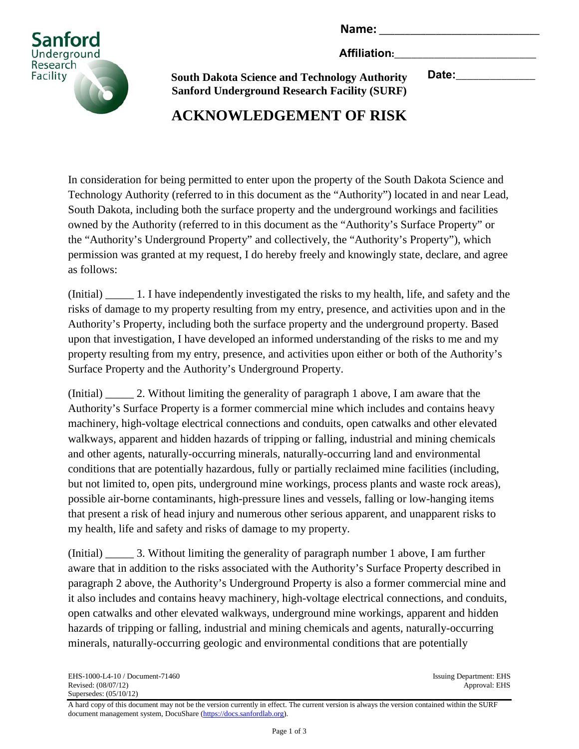Name: ___________________________

Affiliation:_________________________

**South Dakota Science and Technology Authority**
**Sanford Underground Research Facility (SURF)**

Date:______________

# ACKNOWLEDGEMENT OF RISK

In consideration for being permitted to enter upon the property of the South Dakota Science and Technology Authority (referred to in this document as the "Authority") located in and near Lead, South Dakota, including both the surface property and the underground workings and facilities owned by the Authority (referred to in this document as the "Authority's Surface Property" or the "Authority's Underground Property" and collectively, the "Authority's Property"), which permission was granted at my request, I do hereby freely and knowingly state, declare, and agree as follows:

(Initial) _____ 1. I have independently investigated the risks to my health, life, and safety and the risks of damage to my property resulting from my entry, presence, and activities upon and in the Authority's Property, including both the surface property and the underground property. Based upon that investigation, I have developed an informed understanding of the risks to me and my property resulting from my entry, presence, and activities upon either or both of the Authority's Surface Property and the Authority's Underground Property.

(Initial) _____ 2. Without limiting the generality of paragraph 1 above, I am aware that the Authority's Surface Property is a former commercial mine which includes and contains heavy machinery, high-voltage electrical connections and conduits, open catwalks and other elevated walkways, apparent and hidden hazards of tripping or falling, industrial and mining chemicals and other agents, naturally-occurring minerals, naturally-occurring land and environmental conditions that are potentially hazardous, fully or partially reclaimed mine facilities (including, but not limited to, open pits, underground mine workings, process plants and waste rock areas), possible air-borne contaminants, high-pressure lines and vessels, falling or low-hanging items that present a risk of head injury and numerous other serious apparent, and unapparent risks to my health, life and safety and risks of damage to my property.

(Initial) _____ 3. Without limiting the generality of paragraph number 1 above, I am further aware that in addition to the risks associated with the Authority's Surface Property described in paragraph 2 above, the Authority's Underground Property is also a former commercial mine and it also includes and contains heavy machinery, high-voltage electrical connections, and conduits, open catwalks and other elevated walkways, underground mine workings, apparent and hidden hazards of tripping or falling, industrial and mining chemicals and agents, naturally-occurring minerals, naturally-occurring geologic and environmental conditions that are potentially

EHS-1000-L4-10 / Document-71460
Revised: (08/07/12)
Supersedes: (05/10/12)

Issuing Department: EHS
Approval: EHS

A hard copy of this document may not be the version currently in effect. The current version is always the version contained within the SURF document management system, DocuShare (https://docs.sanfordlab.org).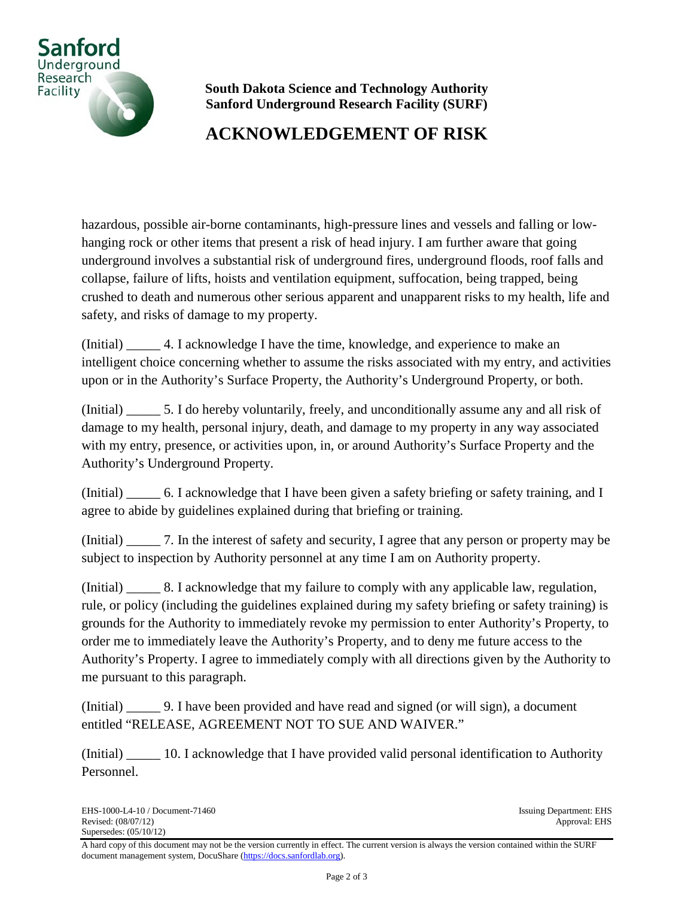**South Dakota Science and Technology Authority**
**Sanford Underground Research Facility (SURF)**

# ACKNOWLEDGEMENT OF RISK

hazardous, possible air-borne contaminants, high-pressure lines and vessels and falling or low-hanging rock or other items that present a risk of head injury. I am further aware that going underground involves a substantial risk of underground fires, underground floods, roof falls and collapse, failure of lifts, hoists and ventilation equipment, suffocation, being trapped, being crushed to death and numerous other serious apparent and unapparent risks to my health, life and safety, and risks of damage to my property.

(Initial) _____ 4. I acknowledge I have the time, knowledge, and experience to make an intelligent choice concerning whether to assume the risks associated with my entry, and activities upon or in the Authority's Surface Property, the Authority's Underground Property, or both.

(Initial) _____ 5. I do hereby voluntarily, freely, and unconditionally assume any and all risk of damage to my health, personal injury, death, and damage to my property in any way associated with my entry, presence, or activities upon, in, or around Authority's Surface Property and the Authority's Underground Property.

(Initial) _____ 6. I acknowledge that I have been given a safety briefing or safety training, and I agree to abide by guidelines explained during that briefing or training.

(Initial) _____ 7. In the interest of safety and security, I agree that any person or property may be subject to inspection by Authority personnel at any time I am on Authority property.

(Initial) _____ 8. I acknowledge that my failure to comply with any applicable law, regulation, rule, or policy (including the guidelines explained during my safety briefing or safety training) is grounds for the Authority to immediately revoke my permission to enter Authority's Property, to order me to immediately leave the Authority's Property, and to deny me future access to the Authority's Property. I agree to immediately comply with all directions given by the Authority to me pursuant to this paragraph.

(Initial) _____ 9. I have been provided and have read and signed (or will sign), a document entitled "RELEASE, AGREEMENT NOT TO SUE AND WAIVER."

(Initial) _____ 10. I acknowledge that I have provided valid personal identification to Authority Personnel.

EHS-1000-L4-10 / Document-71460
Revised: (08/07/12)
Supersedes: (05/10/12)

Issuing Department: EHS
Approval: EHS

A hard copy of this document may not be the version currently in effect. The current version is always the version contained within the SURF document management system, DocuShare (https://docs.sanfordlab.org).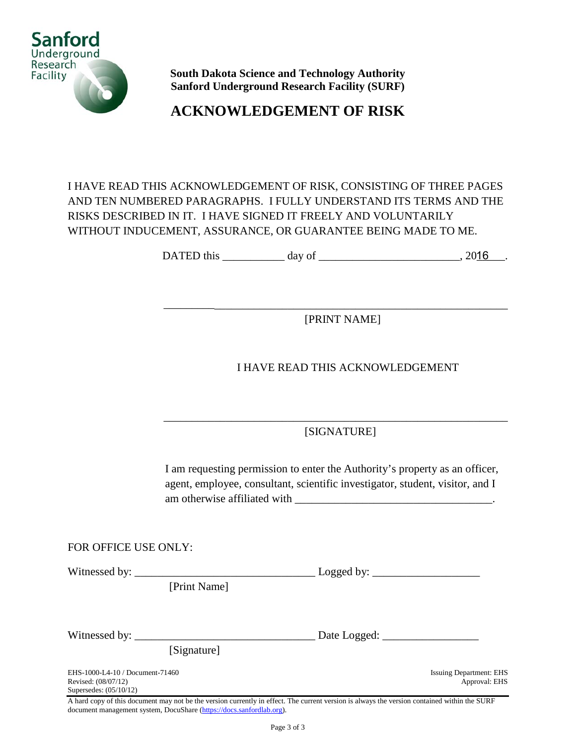**South Dakota Science and Technology Authority**
**Sanford Underground Research Facility (SURF)**

# ACKNOWLEDGEMENT OF RISK

I HAVE READ THIS ACKNOWLEDGEMENT OF RISK, CONSISTING OF THREE PAGES AND TEN NUMBERED PARAGRAPHS. I FULLY UNDERSTAND ITS TERMS AND THE RISKS DESCRIBED IN IT. I HAVE SIGNED IT FREELY AND VOLUNTARILY WITHOUT INDUCEMENT, ASSURANCE, OR GUARANTEE BEING MADE TO ME.

DATED this ___________ day of ________________________, 2016___.

_______________________________________________________

[PRINT NAME]

I HAVE READ THIS ACKNOWLEDGEMENT

_______________________________________________________

[SIGNATURE]

I am requesting permission to enter the Authority's property as an officer, agent, employee, consultant, scientific investigator, student, visitor, and I am otherwise affiliated with __________________________________.

FOR OFFICE USE ONLY:

Witnessed by: _______________________________ Logged by: __________________
[Print Name]

Witnessed by: _______________________________ Date Logged: ________________
[Signature]

EHS-1000-L4-10 / Document-71460
Revised: (08/07/12)
Supersedes: (05/10/12)

Issuing Department: EHS
Approval: EHS

A hard copy of this document may not be the version currently in effect. The current version is always the version contained within the SURF document management system, DocuShare (https://docs.sanfordlab.org).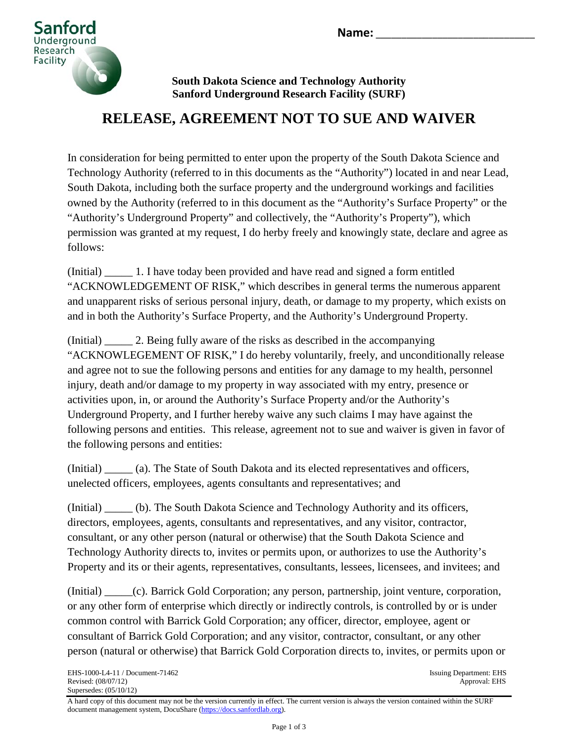Name: ___________________________

**South Dakota Science and Technology Authority**
**Sanford Underground Research Facility (SURF)**

# RELEASE, AGREEMENT NOT TO SUE AND WAIVER

In consideration for being permitted to enter upon the property of the South Dakota Science and Technology Authority (referred to in this documents as the "Authority") located in and near Lead, South Dakota, including both the surface property and the underground workings and facilities owned by the Authority (referred to in this document as the "Authority's Surface Property" or the "Authority's Underground Property" and collectively, the "Authority's Property"), which permission was granted at my request, I do herby freely and knowingly state, declare and agree as follows:

(Initial) _____ 1. I have today been provided and have read and signed a form entitled "ACKNOWLEDGEMENT OF RISK," which describes in general terms the numerous apparent and unapparent risks of serious personal injury, death, or damage to my property, which exists on and in both the Authority's Surface Property, and the Authority's Underground Property.

(Initial) _____ 2. Being fully aware of the risks as described in the accompanying "ACKNOWLEGEMENT OF RISK," I do hereby voluntarily, freely, and unconditionally release and agree not to sue the following persons and entities for any damage to my health, personnel injury, death and/or damage to my property in way associated with my entry, presence or activities upon, in, or around the Authority's Surface Property and/or the Authority's Underground Property, and I further hereby waive any such claims I may have against the following persons and entities. This release, agreement not to sue and waiver is given in favor of the following persons and entities:

(Initial) _____ (a). The State of South Dakota and its elected representatives and officers, unelected officers, employees, agents consultants and representatives; and

(Initial) _____ (b). The South Dakota Science and Technology Authority and its officers, directors, employees, agents, consultants and representatives, and any visitor, contractor, consultant, or any other person (natural or otherwise) that the South Dakota Science and Technology Authority directs to, invites or permits upon, or authorizes to use the Authority's Property and its or their agents, representatives, consultants, lessees, licensees, and invitees; and

(Initial) _____(c). Barrick Gold Corporation; any person, partnership, joint venture, corporation, or any other form of enterprise which directly or indirectly controls, is controlled by or is under common control with Barrick Gold Corporation; any officer, director, employee, agent or consultant of Barrick Gold Corporation; and any visitor, contractor, consultant, or any other person (natural or otherwise) that Barrick Gold Corporation directs to, invites, or permits upon or

EHS-1000-L4-11 / Document-71462
Revised: (08/07/12)
Supersedes: (05/10/12)

Issuing Department: EHS
Approval: EHS

A hard copy of this document may not be the version currently in effect. The current version is always the version contained within the SURF document management system, DocuShare (https://docs.sanfordlab.org).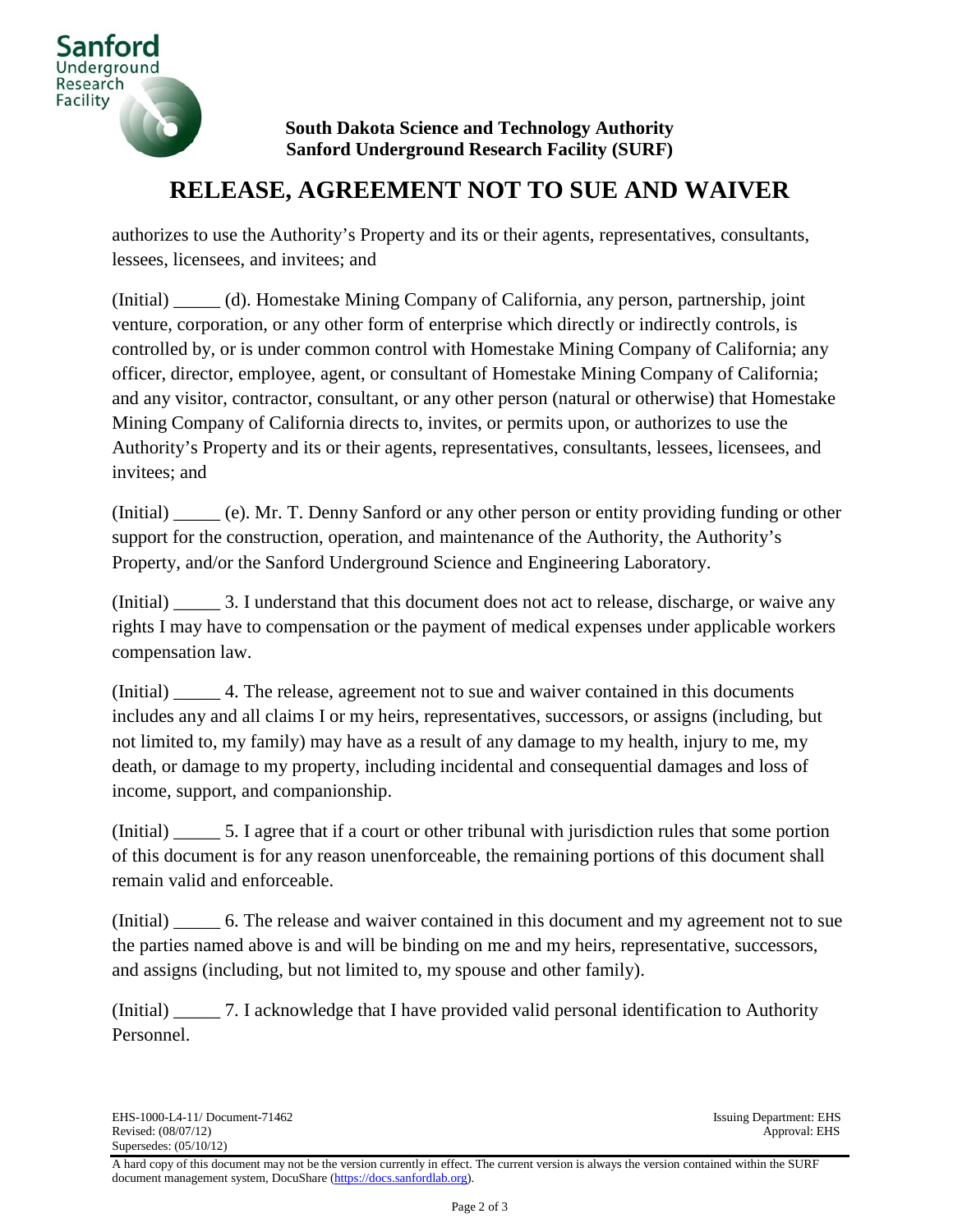**South Dakota Science and Technology Authority**
**Sanford Underground Research Facility (SURF)**

# RELEASE, AGREEMENT NOT TO SUE AND WAIVER

authorizes to use the Authority's Property and its or their agents, representatives, consultants, lessees, licensees, and invitees; and

(Initial) _____ (d). Homestake Mining Company of California, any person, partnership, joint venture, corporation, or any other form of enterprise which directly or indirectly controls, is controlled by, or is under common control with Homestake Mining Company of California; any officer, director, employee, agent, or consultant of Homestake Mining Company of California; and any visitor, contractor, consultant, or any other person (natural or otherwise) that Homestake Mining Company of California directs to, invites, or permits upon, or authorizes to use the Authority's Property and its or their agents, representatives, consultants, lessees, licensees, and invitees; and

(Initial) _____ (e). Mr. T. Denny Sanford or any other person or entity providing funding or other support for the construction, operation, and maintenance of the Authority, the Authority's Property, and/or the Sanford Underground Science and Engineering Laboratory.

(Initial) _____ 3. I understand that this document does not act to release, discharge, or waive any rights I may have to compensation or the payment of medical expenses under applicable workers compensation law.

(Initial) _____ 4. The release, agreement not to sue and waiver contained in this documents includes any and all claims I or my heirs, representatives, successors, or assigns (including, but not limited to, my family) may have as a result of any damage to my health, injury to me, my death, or damage to my property, including incidental and consequential damages and loss of income, support, and companionship.

(Initial) _____ 5. I agree that if a court or other tribunal with jurisdiction rules that some portion of this document is for any reason unenforceable, the remaining portions of this document shall remain valid and enforceable.

(Initial) _____ 6. The release and waiver contained in this document and my agreement not to sue the parties named above is and will be binding on me and my heirs, representative, successors, and assigns (including, but not limited to, my spouse and other family).

(Initial) _____ 7. I acknowledge that I have provided valid personal identification to Authority Personnel.

EHS-1000-L4-11/ Document-71462
Revised: (08/07/12)
Supersedes: (05/10/12)

Issuing Department: EHS
Approval: EHS

A hard copy of this document may not be the version currently in effect. The current version is always the version contained within the SURF document management system, DocuShare (https://docs.sanfordlab.org).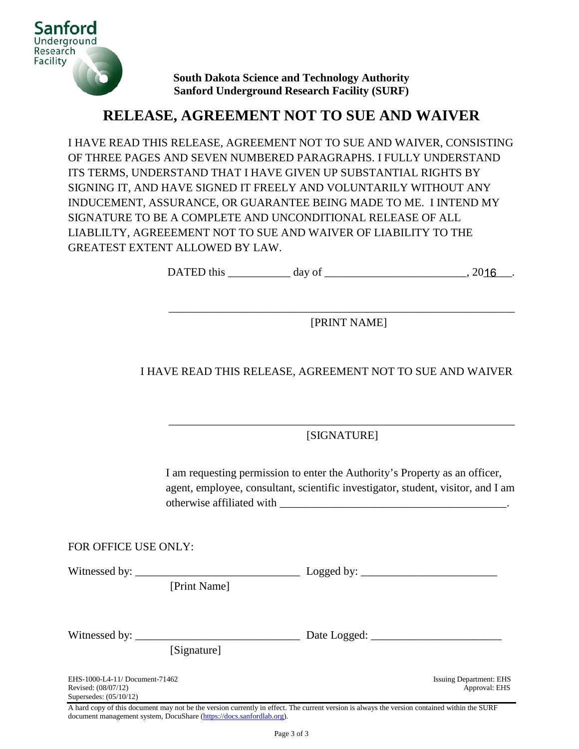**South Dakota Science and Technology Authority**
**Sanford Underground Research Facility (SURF)**

# RELEASE, AGREEMENT NOT TO SUE AND WAIVER

I HAVE READ THIS RELEASE, AGREEMENT NOT TO SUE AND WAIVER, CONSISTING OF THREE PAGES AND SEVEN NUMBERED PARAGRAPHS. I FULLY UNDERSTAND ITS TERMS, UNDERSTAND THAT I HAVE GIVEN UP SUBSTANTIAL RIGHTS BY SIGNING IT, AND HAVE SIGNED IT FREELY AND VOLUNTARILY WITHOUT ANY INDUCEMENT, ASSURANCE, OR GUARANTEE BEING MADE TO ME. I INTEND MY SIGNATURE TO BE A COMPLETE AND UNCONDITIONAL RELEASE OF ALL LIABLILTY, AGREEEMENT NOT TO SUE AND WAIVER OF LIABILITY TO THE GREATEST EXTENT ALLOWED BY LAW.

DATED this ___________ day of ________________________, 2016___.

_______________________________________________________

[PRINT NAME]

I HAVE READ THIS RELEASE, AGREEMENT NOT TO SUE AND WAIVER

_______________________________________________________

[SIGNATURE]

I am requesting permission to enter the Authority's Property as an officer, agent, employee, consultant, scientific investigator, student, visitor, and I am otherwise affiliated with _______________________________________.

FOR OFFICE USE ONLY:

Witnessed by: ____________________________ Logged by: _______________________

[Print Name]

Witnessed by: ____________________________ Date Logged: _______________________

[Signature]

EHS-1000-L4-11/ Document-71462
Revised: (08/07/12)
Supersedes: (05/10/12)

Issuing Department: EHS
Approval: EHS

A hard copy of this document may not be the version currently in effect. The current version is always the version contained within the SURF document management system, DocuShare (https://docs.sanfordlab.org).